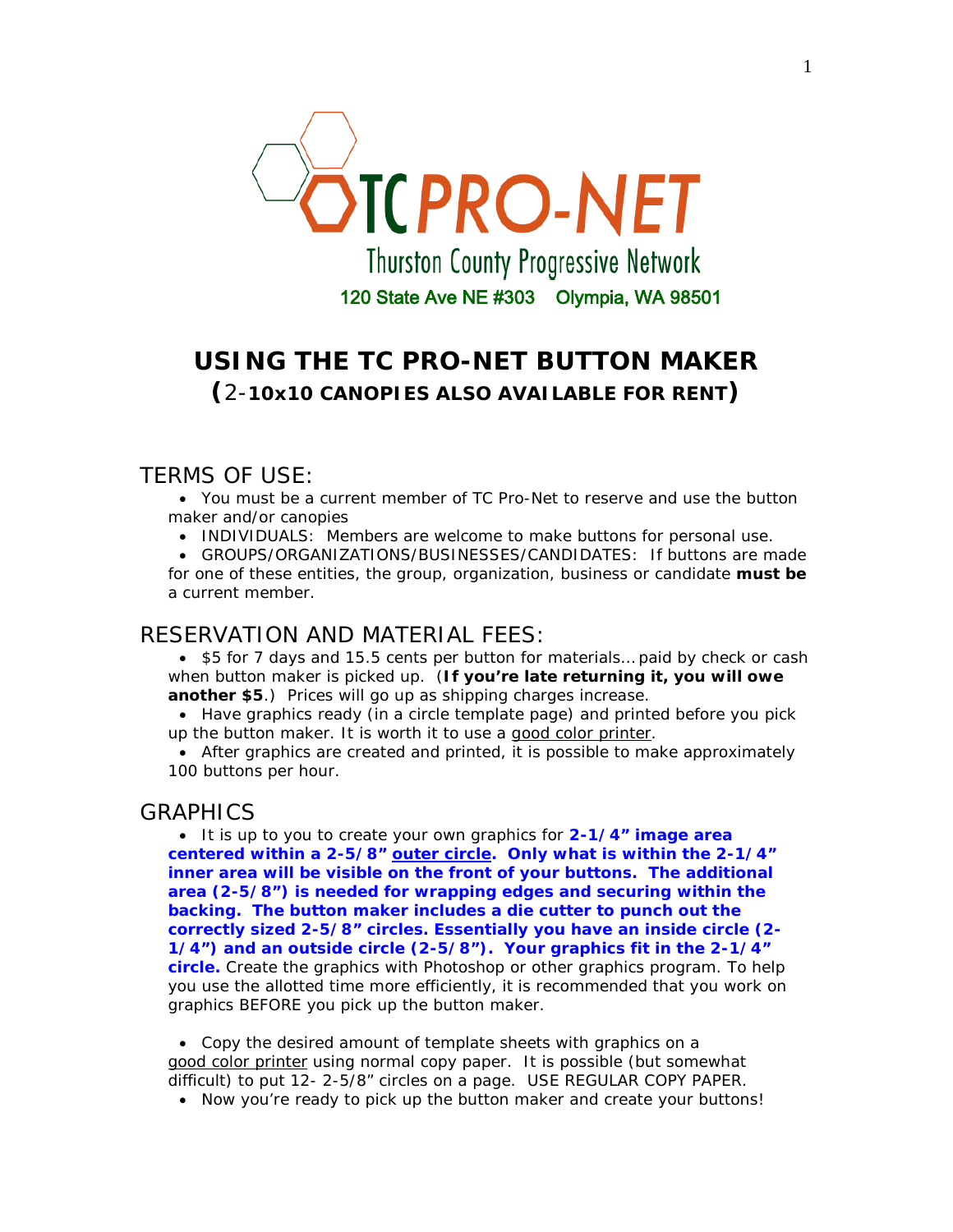TC PRO-NET

Thurston County Progressive Network

120 State Ave NE #303 Olympia, WA 98501

# USING THE TC PRO-NET BUTTON MAKER
## (2-10x10 CANOPIES ALSO AVAILABLE FOR RENT)

## TERMS OF USE:

- You must be a current member of TC Pro-Net to reserve and use the button maker and/or canopies
- INDIVIDUALS: Members are welcome to make buttons for personal use.
- GROUPS/ORGANIZATIONS/BUSINESSES/CANDIDATES: If buttons are made for one of these entities, the group, organization, business or candidate **must be** a current member.

## RESERVATION AND MATERIAL FEES:

- $5 for 7 days and 15.5 cents per button for materials… paid by check or cash when button maker is picked up. (**If you're late returning it, you will owe another $5**.) Prices will go up as shipping charges increase.
- Have graphics ready (in a circle template page) and printed before you pick up the button maker. It is worth it to use a good color printer.
- After graphics are created and printed, it is possible to make approximately 100 buttons per hour.

## GRAPHICS

- It is up to you to create your own graphics for **2-1/4" image area centered within a 2-5/8" outer circle. Only what is within the 2-1/4" inner area will be visible on the front of your buttons. The additional area (2-5/8") is needed for wrapping edges and securing within the backing. The button maker includes a die cutter to punch out the correctly sized 2-5/8" circles. Essentially you have an inside circle (2-1/4") and an outside circle (2-5/8"). Your graphics fit in the 2-1/4" circle.** Create the graphics with Photoshop or other graphics program. To help you use the allotted time more efficiently, it is recommended that you work on graphics BEFORE you pick up the button maker.

- Copy the desired amount of template sheets with graphics on a good color printer using normal copy paper. It is possible (but somewhat difficult) to put 12- 2-5/8" circles on a page. USE REGULAR COPY PAPER.
- Now you're ready to pick up the button maker and create your buttons!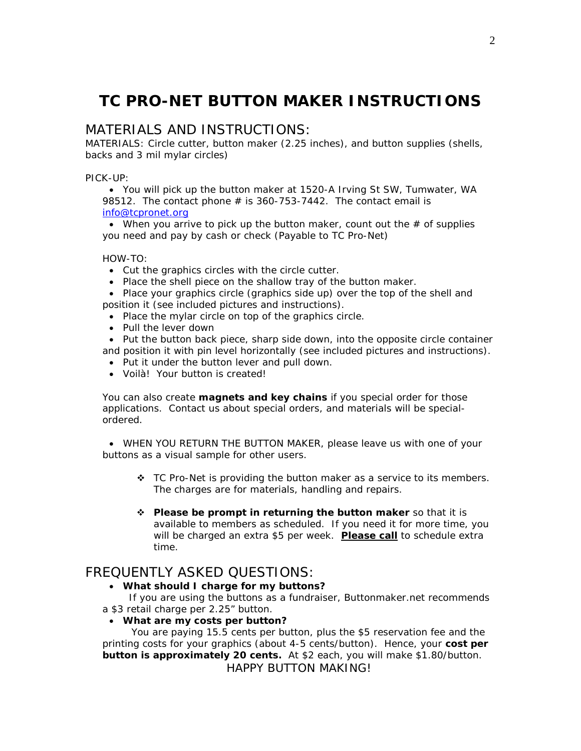# TC PRO-NET BUTTON MAKER INSTRUCTIONS

## MATERIALS AND INSTRUCTIONS:

MATERIALS: Circle cutter, button maker (2.25 inches), and button supplies (shells, backs and 3 mil mylar circles)

PICK-UP:

- You will pick up the button maker at 1520-A Irving St SW, Tumwater, WA 98512. The contact phone # is 360-753-7442. The contact email is [info@tcpronet.org](mailto:info@tcpronet.org)
- When you arrive to pick up the button maker, count out the # of supplies you need and pay by cash or check (Payable to TC Pro-Net)

HOW-TO:

- Cut the graphics circles with the circle cutter.
- Place the shell piece on the shallow tray of the button maker.
- Place your graphics circle (graphics side up) over the top of the shell and position it (see included pictures and instructions).
- Place the mylar circle on top of the graphics circle.
- Pull the lever down
- Put the button back piece, sharp side down, into the opposite circle container and position it with pin level horizontally (see included pictures and instructions).
- Put it under the button lever and pull down.
- Voilà! Your button is created!

You can also create **magnets and key chains** if you special order for those applications. Contact us about special orders, and materials will be special-ordered.

- WHEN YOU RETURN THE BUTTON MAKER, please leave us with one of your buttons as a visual sample for other users.

  - TC Pro-Net is providing the button maker as a service to its members. The charges are for materials, handling and repairs.
  - **Please be prompt in returning the button maker** so that it is available to members as scheduled. If you need it for more time, you will be charged an extra $5 per week. **<u>Please call</u>** to schedule extra time.

## FREQUENTLY ASKED QUESTIONS:

- **What should I charge for my buttons?**

  If you are using the buttons as a fundraiser, Buttonmaker.net recommends a $3 retail charge per 2.25" button.

- **What are my costs per button?**

  You are paying 15.5 cents per button, plus the $5 reservation fee and the printing costs for your graphics (about 4-5 cents/button). Hence, your **cost per button is approximately 20 cents.** At $2 each, you will make $1.80/button.

HAPPY BUTTON MAKING!